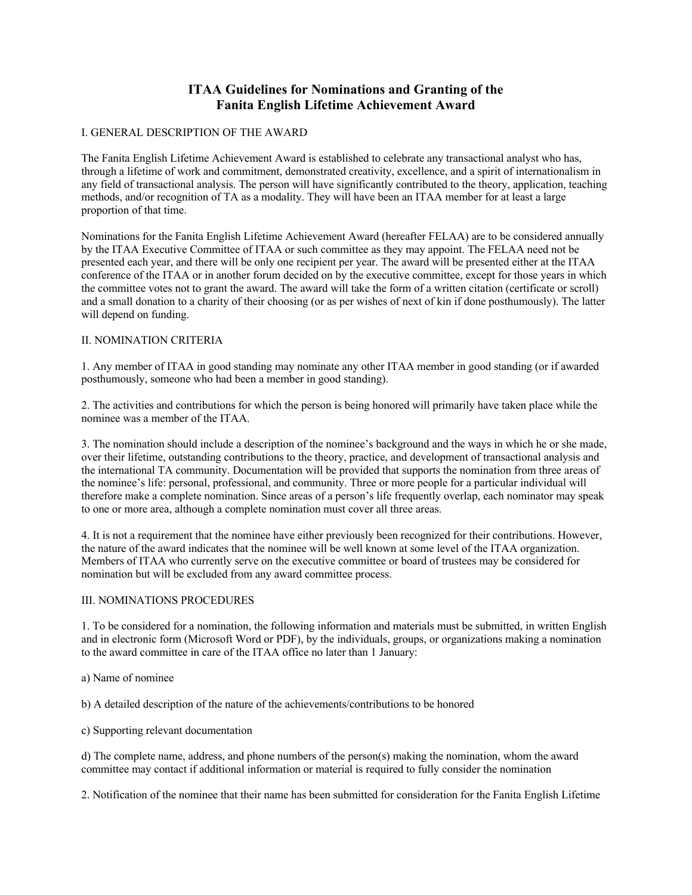# ITAA Guidelines for Nominations and Granting of the Fanita English Lifetime Achievement Award

## I. GENERAL DESCRIPTION OF THE AWARD

The Fanita English Lifetime Achievement Award is established to celebrate any transactional analyst who has, through a lifetime of work and commitment, demonstrated creativity, excellence, and a spirit of internationalism in any field of transactional analysis. The person will have significantly contributed to the theory, application, teaching methods, and/or recognition of TA as a modality. They will have been an ITAA member for at least a large proportion of that time.

Nominations for the Fanita English Lifetime Achievement Award (hereafter FELAA) are to be considered annually by the ITAA Executive Committee of ITAA or such committee as they may appoint. The FELAA need not be presented each year, and there will be only one recipient per year. The award will be presented either at the ITAA conference of the ITAA or in another forum decided on by the executive committee, except for those years in which the committee votes not to grant the award. The award will take the form of a written citation (certificate or scroll) and a small donation to a charity of their choosing (or as per wishes of next of kin if done posthumously). The latter will depend on funding.

## II. NOMINATION CRITERIA

1. Any member of ITAA in good standing may nominate any other ITAA member in good standing (or if awarded posthumously, someone who had been a member in good standing).

2. The activities and contributions for which the person is being honored will primarily have taken place while the nominee was a member of the ITAA.

3. The nomination should include a description of the nominee's background and the ways in which he or she made, over their lifetime, outstanding contributions to the theory, practice, and development of transactional analysis and the international TA community. Documentation will be provided that supports the nomination from three areas of the nominee's life: personal, professional, and community. Three or more people for a particular individual will therefore make a complete nomination. Since areas of a person's life frequently overlap, each nominator may speak to one or more area, although a complete nomination must cover all three areas.

4. It is not a requirement that the nominee have either previously been recognized for their contributions. However, the nature of the award indicates that the nominee will be well known at some level of the ITAA organization. Members of ITAA who currently serve on the executive committee or board of trustees may be considered for nomination but will be excluded from any award committee process.

## III. NOMINATIONS PROCEDURES

1. To be considered for a nomination, the following information and materials must be submitted, in written English and in electronic form (Microsoft Word or PDF), by the individuals, groups, or organizations making a nomination to the award committee in care of the ITAA office no later than 1 January:

a) Name of nominee

b) A detailed description of the nature of the achievements/contributions to be honored

c) Supporting relevant documentation

d) The complete name, address, and phone numbers of the person(s) making the nomination, whom the award committee may contact if additional information or material is required to fully consider the nomination

2. Notification of the nominee that their name has been submitted for consideration for the Fanita English Lifetime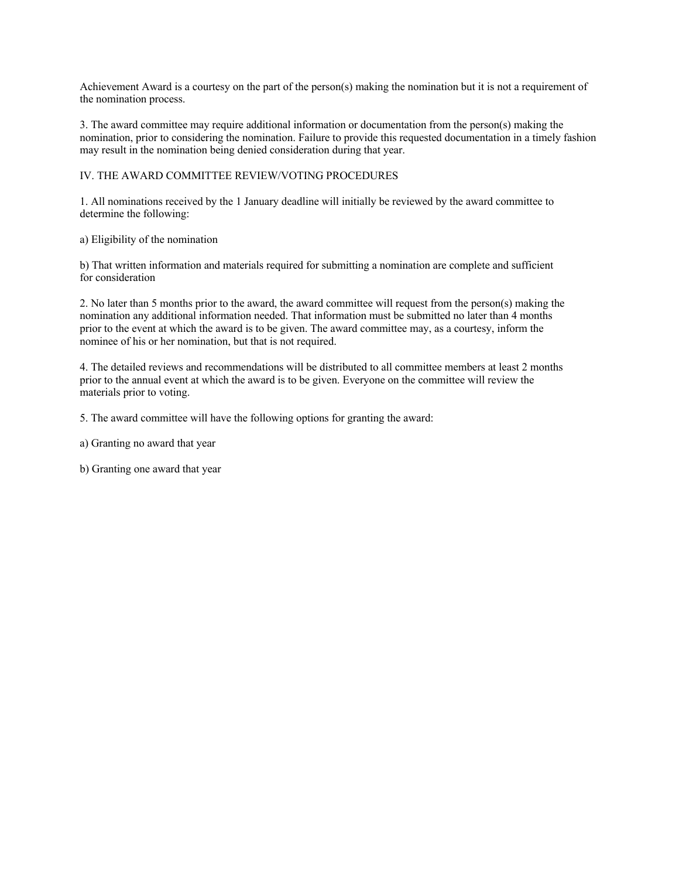Achievement Award is a courtesy on the part of the person(s) making the nomination but it is not a requirement of the nomination process.

3. The award committee may require additional information or documentation from the person(s) making the nomination, prior to considering the nomination. Failure to provide this requested documentation in a timely fashion may result in the nomination being denied consideration during that year.

## IV. THE AWARD COMMITTEE REVIEW/VOTING PROCEDURES

1. All nominations received by the 1 January deadline will initially be reviewed by the award committee to determine the following:

a) Eligibility of the nomination

b) That written information and materials required for submitting a nomination are complete and sufficient for consideration

2. No later than 5 months prior to the award, the award committee will request from the person(s) making the nomination any additional information needed. That information must be submitted no later than 4 months prior to the event at which the award is to be given. The award committee may, as a courtesy, inform the nominee of his or her nomination, but that is not required.

4. The detailed reviews and recommendations will be distributed to all committee members at least 2 months prior to the annual event at which the award is to be given. Everyone on the committee will review the materials prior to voting.

5. The award committee will have the following options for granting the award:

a) Granting no award that year

b) Granting one award that year